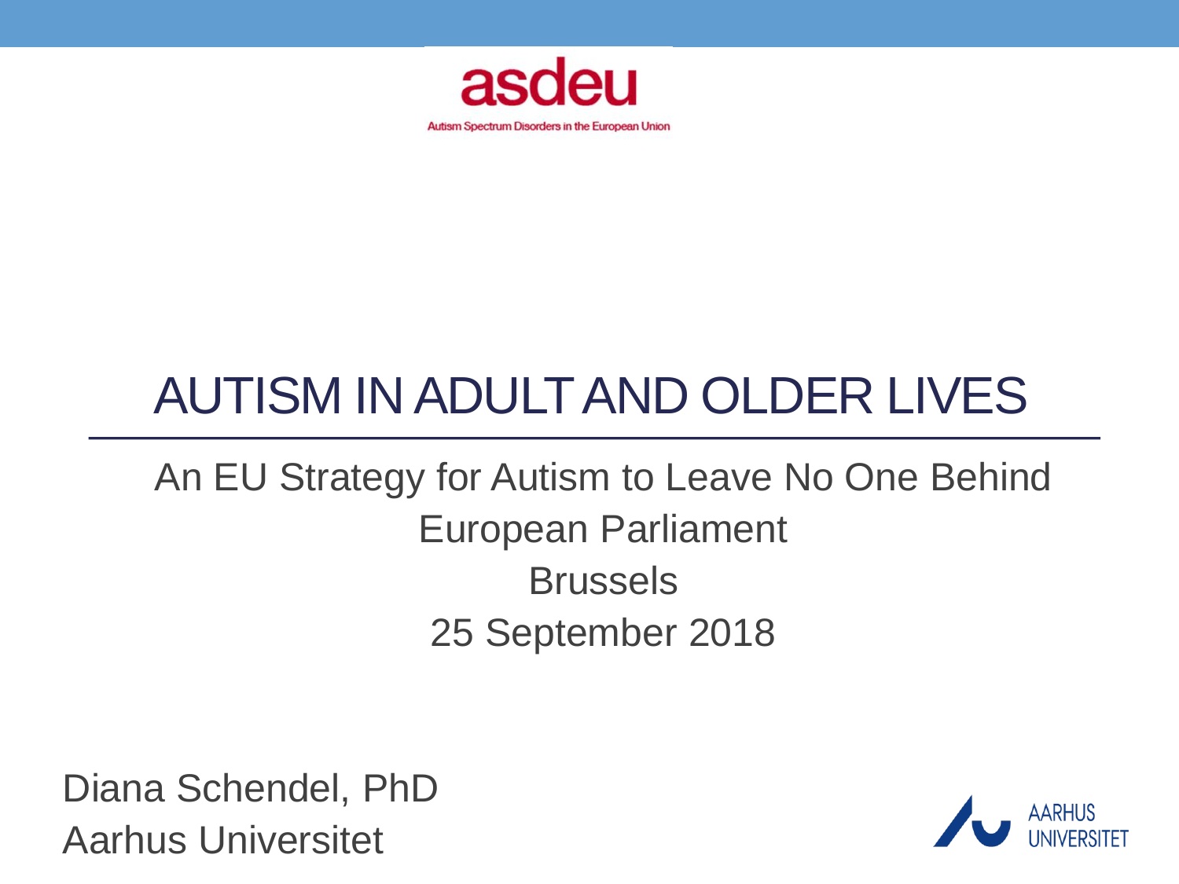asdeu

Autism Spectrum Disorders in the European Union

# AUTISM IN ADULT AND OLDER LIVES

An EU Strategy for Autism to Leave No One Behind

European Parliament

Brussels

25 September 2018

Diana Schendel, PhD

Aarhus Universitet

AARHUS UNIVERSITET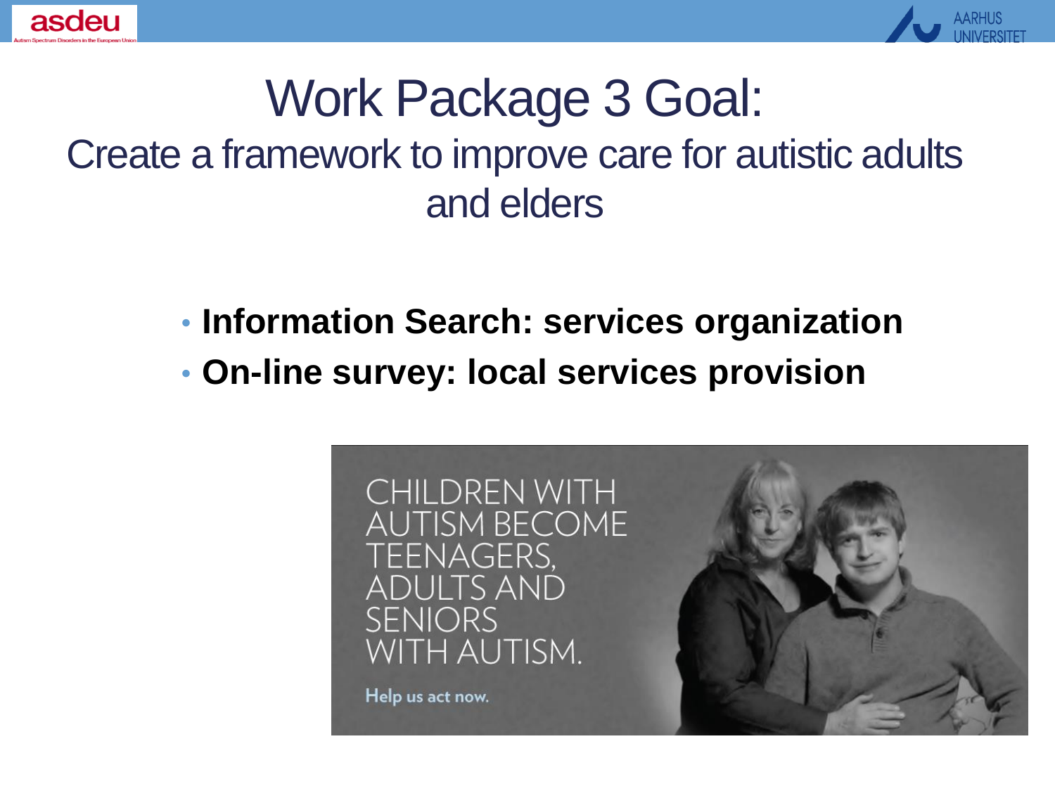# Work Package 3 Goal:

## Create a framework to improve care for autistic adults and elders

- **Information Search: services organization**
- **On-line survey: local services provision**

CHILDREN WITH AUTISM BECOME TEENAGERS, ADULTS AND SENIORS WITH AUTISM.

Help us act now.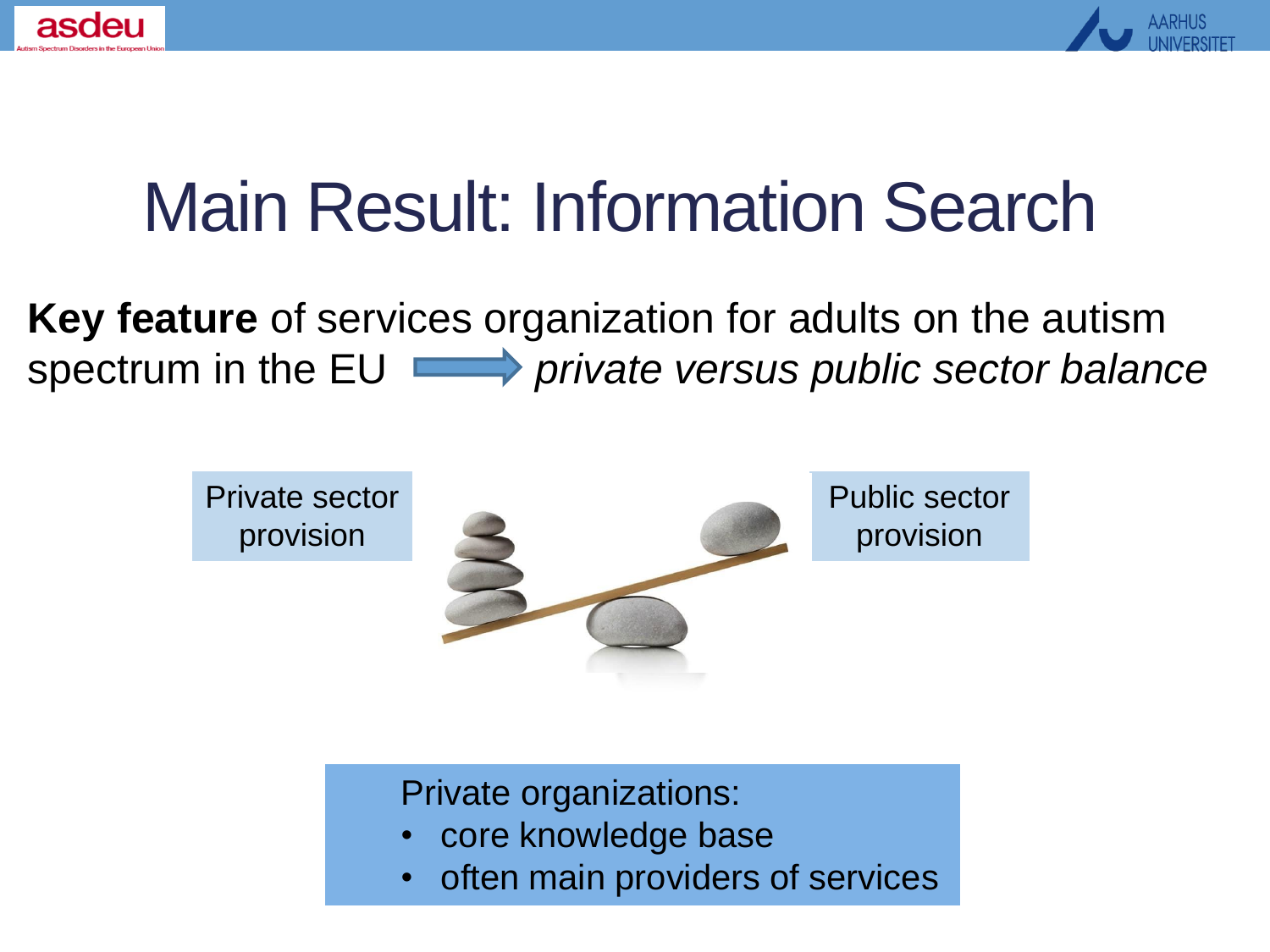# Main Result: Information Search

**Key feature** of services organization for adults on the autism spectrum in the EU → *private versus public sector balance*

Private sector provision

Public sector provision

Private organizations:

- core knowledge base
- often main providers of services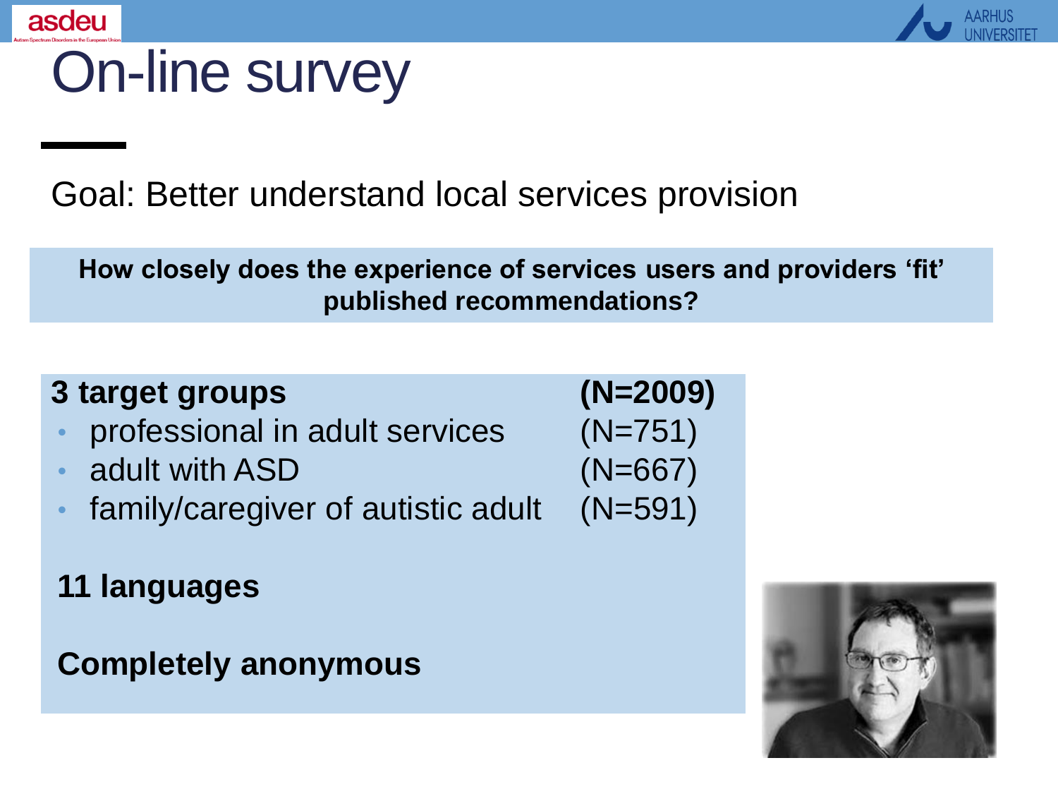# On-line survey

Goal: Better understand local services provision

**How closely does the experience of services users and providers 'fit' published recommendations?**

| **3 target groups** | **(N=2009)** |
|---|---|
| • professional in adult services | (N=751) |
| • adult with ASD | (N=667) |
| • family/caregiver of autistic adult | (N=591) |

**11 languages**

**Completely anonymous**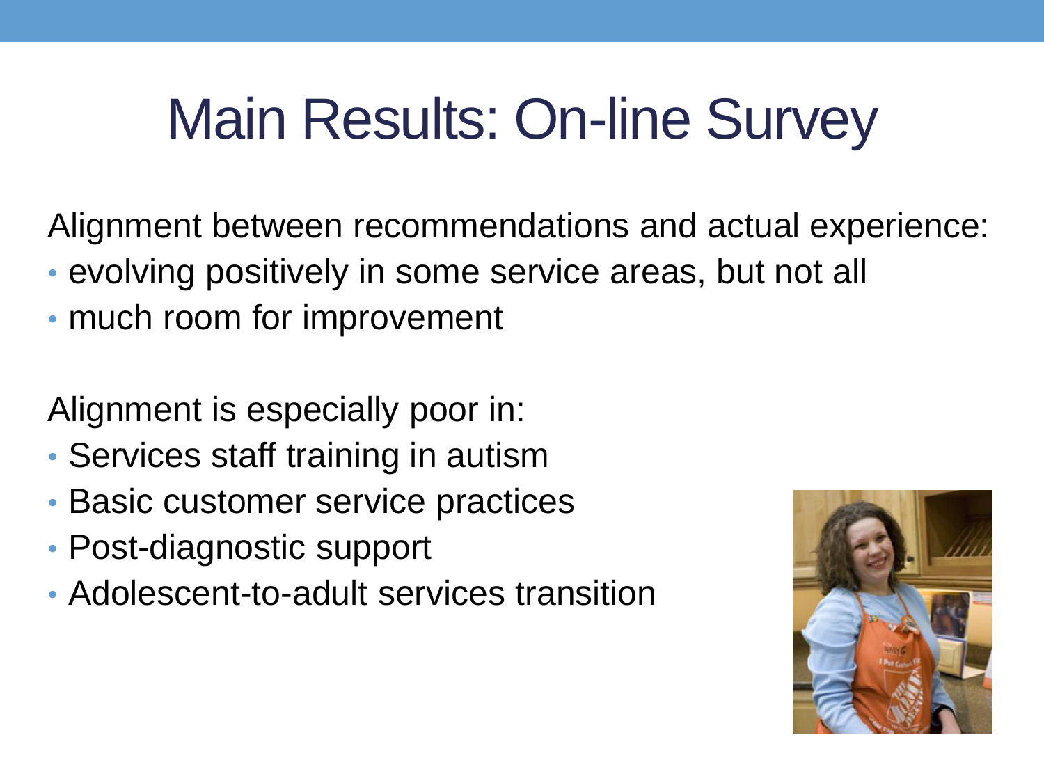# Main Results: On-line Survey

Alignment between recommendations and actual experience:

- evolving positively in some service areas, but not all
- much room for improvement

Alignment is especially poor in:

- Services staff training in autism
- Basic customer service practices
- Post-diagnostic support
- Adolescent-to-adult services transition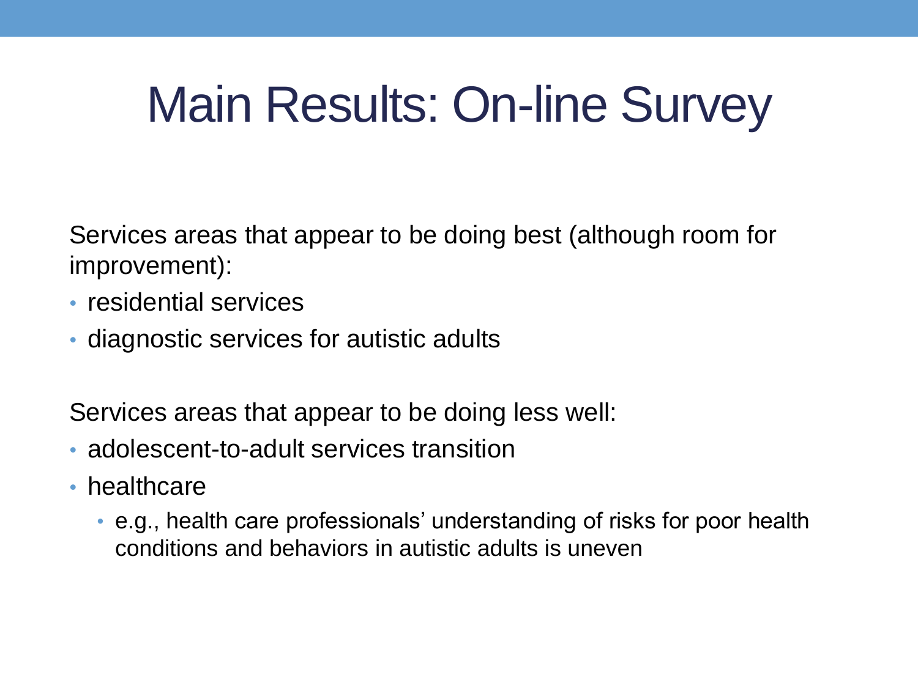# Main Results: On-line Survey

Services areas that appear to be doing best (although room for improvement):

- residential services
- diagnostic services for autistic adults

Services areas that appear to be doing less well:

- adolescent-to-adult services transition
- healthcare
  - e.g., health care professionals' understanding of risks for poor health conditions and behaviors in autistic adults is uneven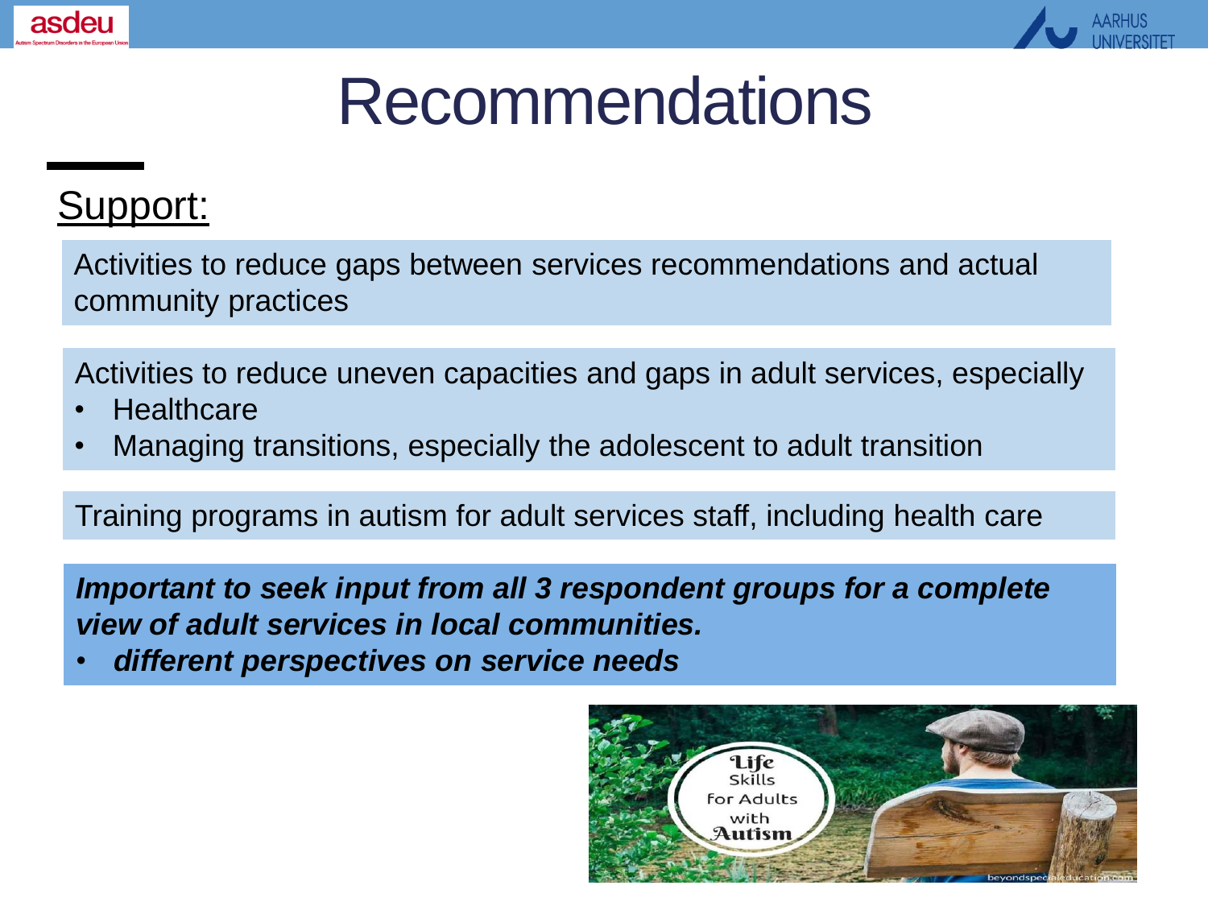# Recommendations

## Support:

Activities to reduce gaps between services recommendations and actual community practices

Activities to reduce uneven capacities and gaps in adult services, especially

- Healthcare
- Managing transitions, especially the adolescent to adult transition

Training programs in autism for adult services staff, including health care

***Important to seek input from all 3 respondent groups for a complete view of adult services in local communities.***

- ***different perspectives on service needs***